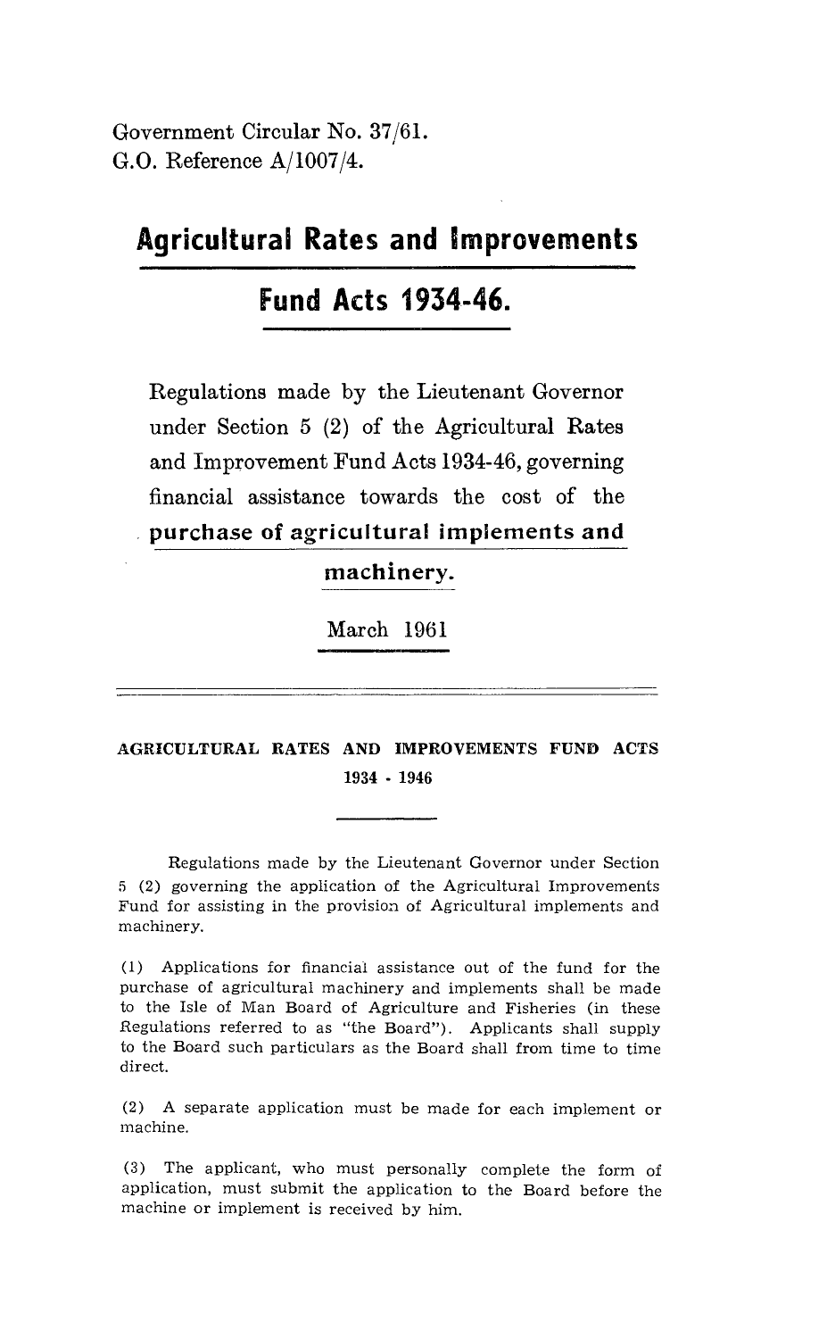Government Circular No. 37/61.
G.O. Reference A/1007/4.

# Agricultural Rates and Improvements Fund Acts 1934-46.

Regulations made by the Lieutenant Governor under Section 5 (2) of the Agricultural Rates and Improvement Fund Acts 1934-46, governing financial assistance towards the cost of the **purchase of agricultural implements and machinery.**

March 1961

---

## AGRICULTURAL RATES AND IMPROVEMENTS FUND ACTS 1934 - 1946

Regulations made by the Lieutenant Governor under Section 5 (2) governing the application of the Agricultural Improvements Fund for assisting in the provision of Agricultural implements and machinery.

(1) Applications for financial assistance out of the fund for the purchase of agricultural machinery and implements shall be made to the Isle of Man Board of Agriculture and Fisheries (in these Regulations referred to as "the Board"). Applicants shall supply to the Board such particulars as the Board shall from time to time direct.

(2) A separate application must be made for each implement or machine.

(3) The applicant, who must personally complete the form of application, must submit the application to the Board before the machine or implement is received by him.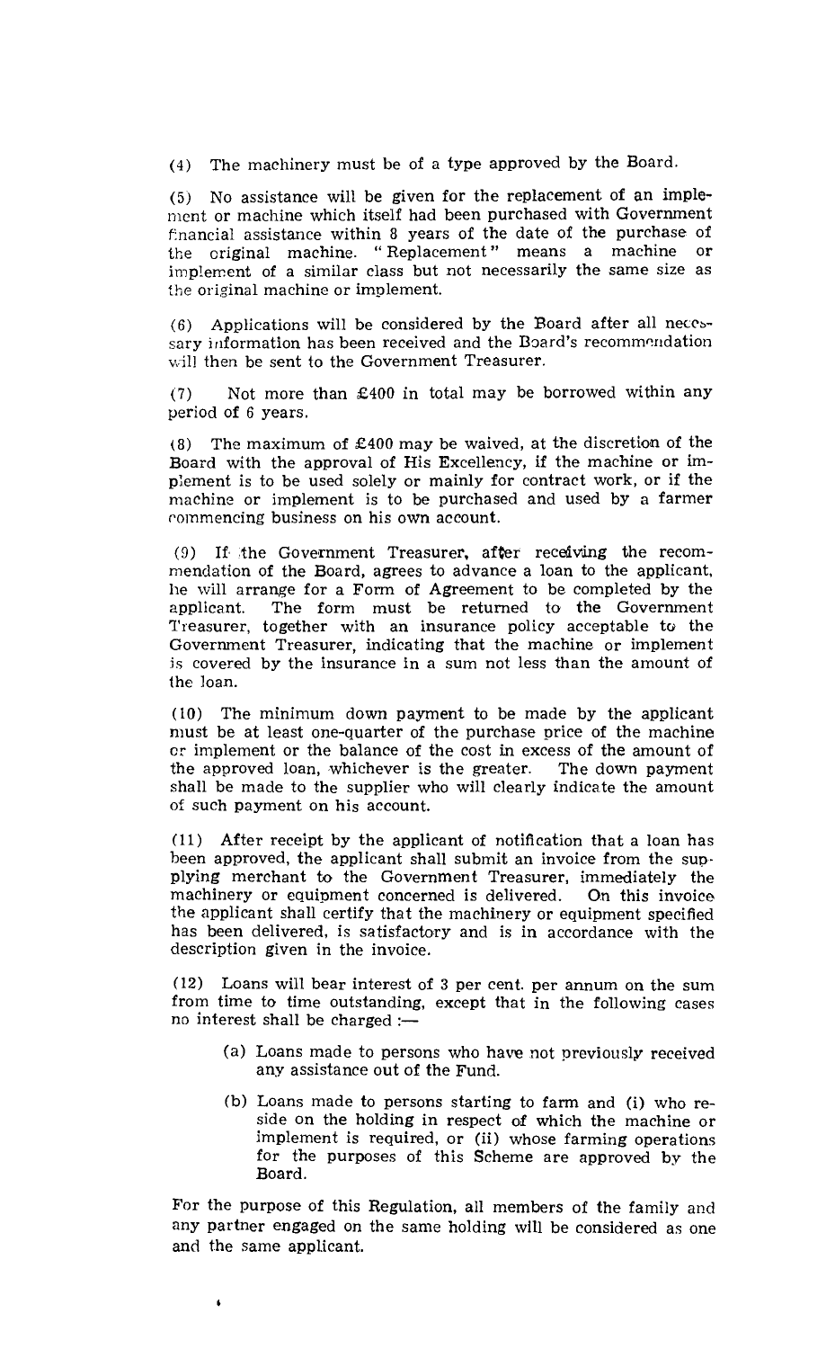(4) The machinery must be of a type approved by the Board.

(5) No assistance will be given for the replacement of an implement or machine which itself had been purchased with Government financial assistance within 8 years of the date of the purchase of the original machine. "Replacement" means a machine or implement of a similar class but not necessarily the same size as the original machine or implement.

(6) Applications will be considered by the Board after all necessary information has been received and the Board's recommendation will then be sent to the Government Treasurer.

(7) Not more than £400 in total may be borrowed within any period of 6 years.

(8) The maximum of £400 may be waived, at the discretion of the Board with the approval of His Excellency, if the machine or implement is to be used solely or mainly for contract work, or if the machine or implement is to be purchased and used by a farmer commencing business on his own account.

(9) If the Government Treasurer, after receiving the recommendation of the Board, agrees to advance a loan to the applicant, he will arrange for a Form of Agreement to be completed by the applicant. The form must be returned to the Government Treasurer, together with an insurance policy acceptable to the Government Treasurer, indicating that the machine or implement is covered by the insurance in a sum not less than the amount of the loan.

(10) The minimum down payment to be made by the applicant must be at least one-quarter of the purchase price of the machine or implement or the balance of the cost in excess of the amount of the approved loan, whichever is the greater. The down payment shall be made to the supplier who will clearly indicate the amount of such payment on his account.

(11) After receipt by the applicant of notification that a loan has been approved, the applicant shall submit an invoice from the supplying merchant to the Government Treasurer, immediately the machinery or equipment concerned is delivered. On this invoice the applicant shall certify that the machinery or equipment specified has been delivered, is satisfactory and is in accordance with the description given in the invoice.

(12) Loans will bear interest of 3 per cent. per annum on the sum from time to time outstanding, except that in the following cases no interest shall be charged :—

- (a) Loans made to persons who have not previously received any assistance out of the Fund.
- (b) Loans made to persons starting to farm and (i) who reside on the holding in respect of which the machine or implement is required, or (ii) whose farming operations for the purposes of this Scheme are approved by the Board.

For the purpose of this Regulation, all members of the family and any partner engaged on the same holding will be considered as one and the same applicant.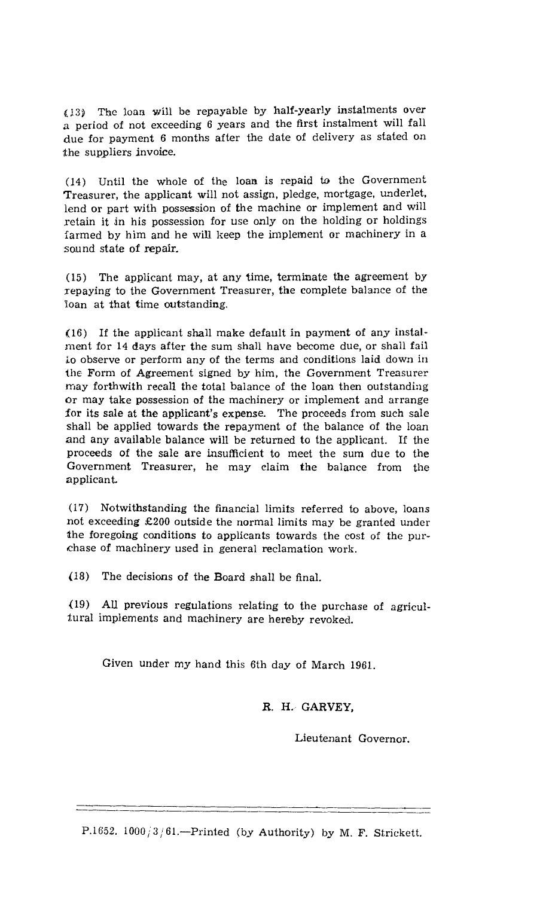(13) The loan will be repayable by half-yearly instalments over a period of not exceeding 6 years and the first instalment will fall due for payment 6 months after the date of delivery as stated on the suppliers invoice.

(14) Until the whole of the loan is repaid to the Government Treasurer, the applicant will not assign, pledge, mortgage, underlet, lend or part with possession of the machine or implement and will retain it in his possession for use only on the holding or holdings farmed by him and he will keep the implement or machinery in a sound state of repair.

(15) The applicant may, at any time, terminate the agreement by repaying to the Government Treasurer, the complete balance of the loan at that time outstanding.

(16) If the applicant shall make default in payment of any instalment for 14 days after the sum shall have become due, or shall fail to observe or perform any of the terms and conditions laid down in the Form of Agreement signed by him, the Government Treasurer may forthwith recall the total balance of the loan then outstanding or may take possession of the machinery or implement and arrange for its sale at the applicant's expense. The proceeds from such sale shall be applied towards the repayment of the balance of the loan and any available balance will be returned to the applicant. If the proceeds of the sale are insufficient to meet the sum due to the Government Treasurer, he may claim the balance from the applicant.

(17) Notwithstanding the financial limits referred to above, loans not exceeding £200 outside the normal limits may be granted under the foregoing conditions to applicants towards the cost of the purchase of machinery used in general reclamation work.

(18) The decisions of the Board shall be final.

(19) All previous regulations relating to the purchase of agricultural implements and machinery are hereby revoked.

Given under my hand this 6th day of March 1961.

R. H. GARVEY,

Lieutenant Governor.

---

P.1652. 1000/3/61.—Printed (by Authority) by M. F. Strickett.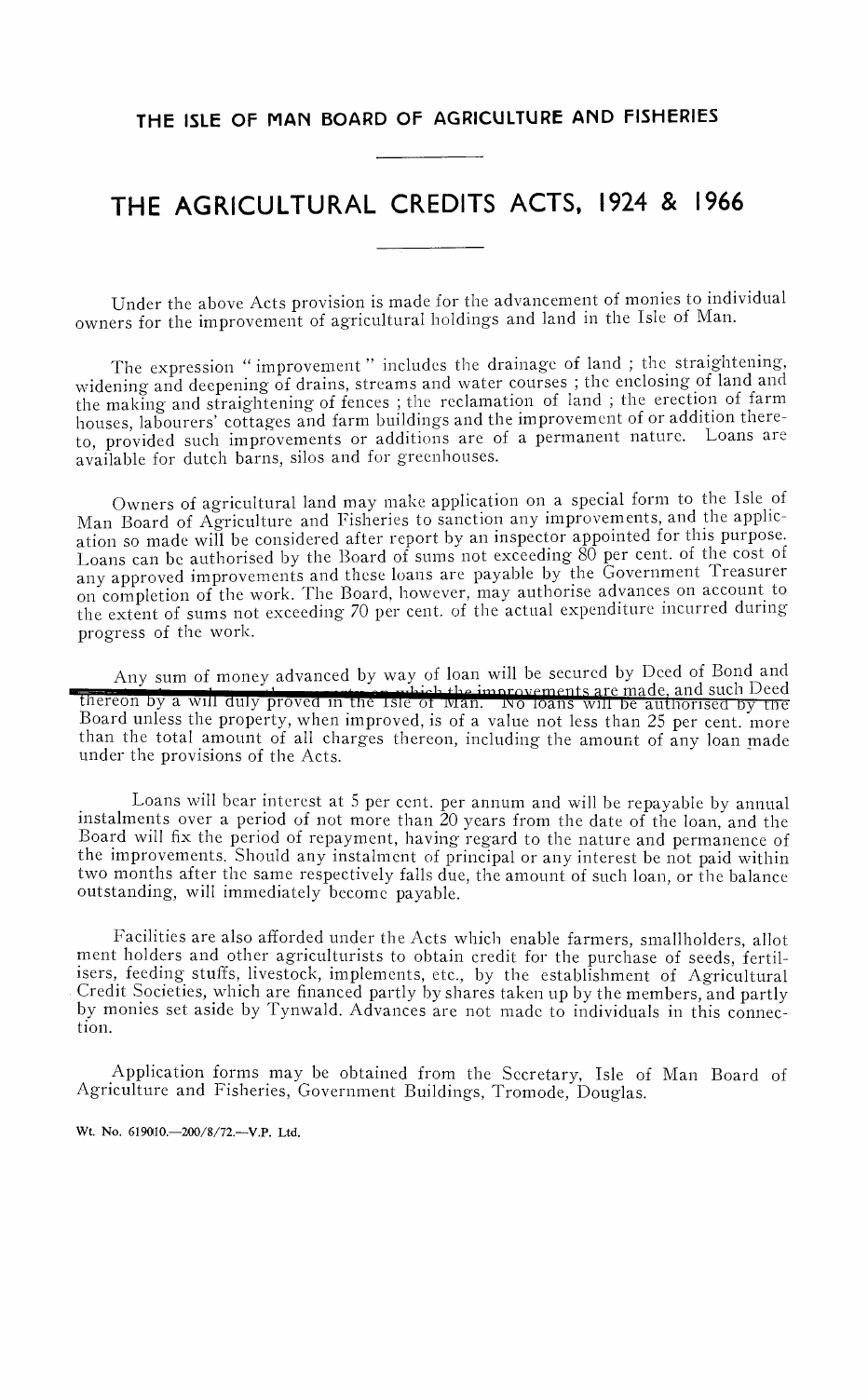## THE ISLE OF MAN BOARD OF AGRICULTURE AND FISHERIES

# THE AGRICULTURAL CREDITS ACTS, 1924 & 1966

Under the above Acts provision is made for the advancement of monies to individual owners for the improvement of agricultural holdings and land in the Isle of Man.

The expression " improvement " includes the drainage of land ; the straightening, widening and deepening of drains, streams and water courses ; the enclosing of land and the making and straightening of fences ; the reclamation of land ; the erection of farm houses, labourers' cottages and farm buildings and the improvement of or addition thereto, provided such improvements or additions are of a permanent nature. Loans are available for dutch barns, silos and for greenhouses.

Owners of agricultural land may make application on a special form to the Isle of Man Board of Agriculture and Fisheries to sanction any improvements, and the application so made will be considered after report by an inspector appointed for this purpose. Loans can be authorised by the Board of sums not exceeding 80 per cent. of the cost of any approved improvements and these loans are payable by the Government Treasurer on completion of the work. The Board, however, may authorise advances on account to the extent of sums not exceeding 70 per cent. of the actual expenditure incurred during progress of the work.

Any sum of money advanced by way of loan will be secured by Deed of Bond and ... which the improvements are made, and such Deed thereon by a will duly proved in the Isle of Man. No loans will be authorised by the Board unless the property, when improved, is of a value not less than 25 per cent. more than the total amount of all charges thereon, including the amount of any loan made under the provisions of the Acts.

Loans will bear interest at 5 per cent. per annum and will be repayable by annual instalments over a period of not more than 20 years from the date of the loan, and the Board will fix the period of repayment, having regard to the nature and permanence of the improvements. Should any instalment of principal or any interest be not paid within two months after the same respectively falls due, the amount of such loan, or the balance outstanding, will immediately become payable.

Facilities are also afforded under the Acts which enable farmers, smallholders, allot ment holders and other agriculturists to obtain credit for the purchase of seeds, fertilisers, feeding stuffs, livestock, implements, etc., by the establishment of Agricultural Credit Societies, which are financed partly by shares taken up by the members, and partly by monies set aside by Tynwald. Advances are not made to individuals in this connection.

Application forms may be obtained from the Secretary, Isle of Man Board of Agriculture and Fisheries, Government Buildings, Tromode, Douglas.

Wt. No. 619010.—200/8/72.—V.P. Ltd.